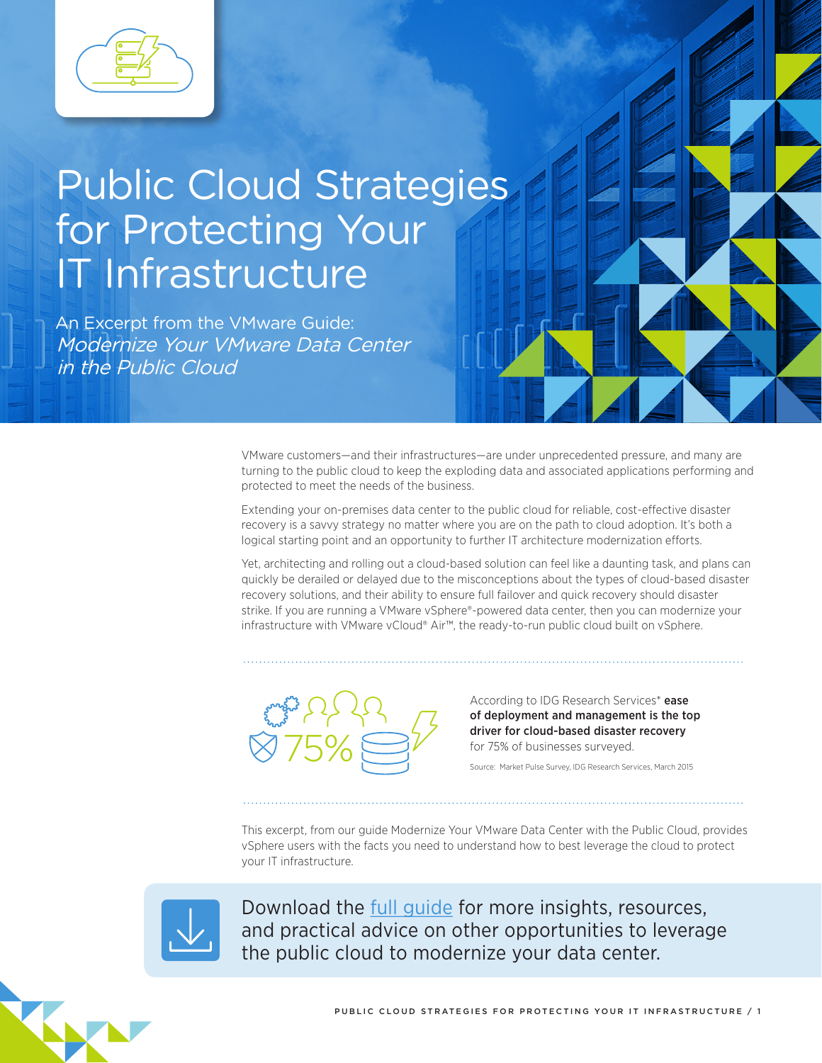# Public Cloud Strategies for Protecting Your IT Infrastructure

An Excerpt from the VMware Guide:
*Modernize Your VMware Data Center in the Public Cloud*

VMware customers—and their infrastructures—are under unprecedented pressure, and many are turning to the public cloud to keep the exploding data and associated applications performing and protected to meet the needs of the business.

Extending your on-premises data center to the public cloud for reliable, cost-effective disaster recovery is a savvy strategy no matter where you are on the path to cloud adoption. It's both a logical starting point and an opportunity to further IT architecture modernization efforts.

Yet, architecting and rolling out a cloud-based solution can feel like a daunting task, and plans can quickly be derailed or delayed due to the misconceptions about the types of cloud-based disaster recovery solutions, and their ability to ensure full failover and quick recovery should disaster strike. If you are running a VMware vSphere®-powered data center, then you can modernize your infrastructure with VMware vCloud® Air™, the ready-to-run public cloud built on vSphere.

75%

According to IDG Research Services* **ease of deployment and management is the top driver for cloud-based disaster recovery** for 75% of businesses surveyed.

Source: Market Pulse Survey, IDG Research Services, March 2015

This excerpt, from our guide Modernize Your VMware Data Center with the Public Cloud, provides vSphere users with the facts you need to understand how to best leverage the cloud to protect your IT infrastructure.

Download the full guide for more insights, resources, and practical advice on other opportunities to leverage the public cloud to modernize your data center.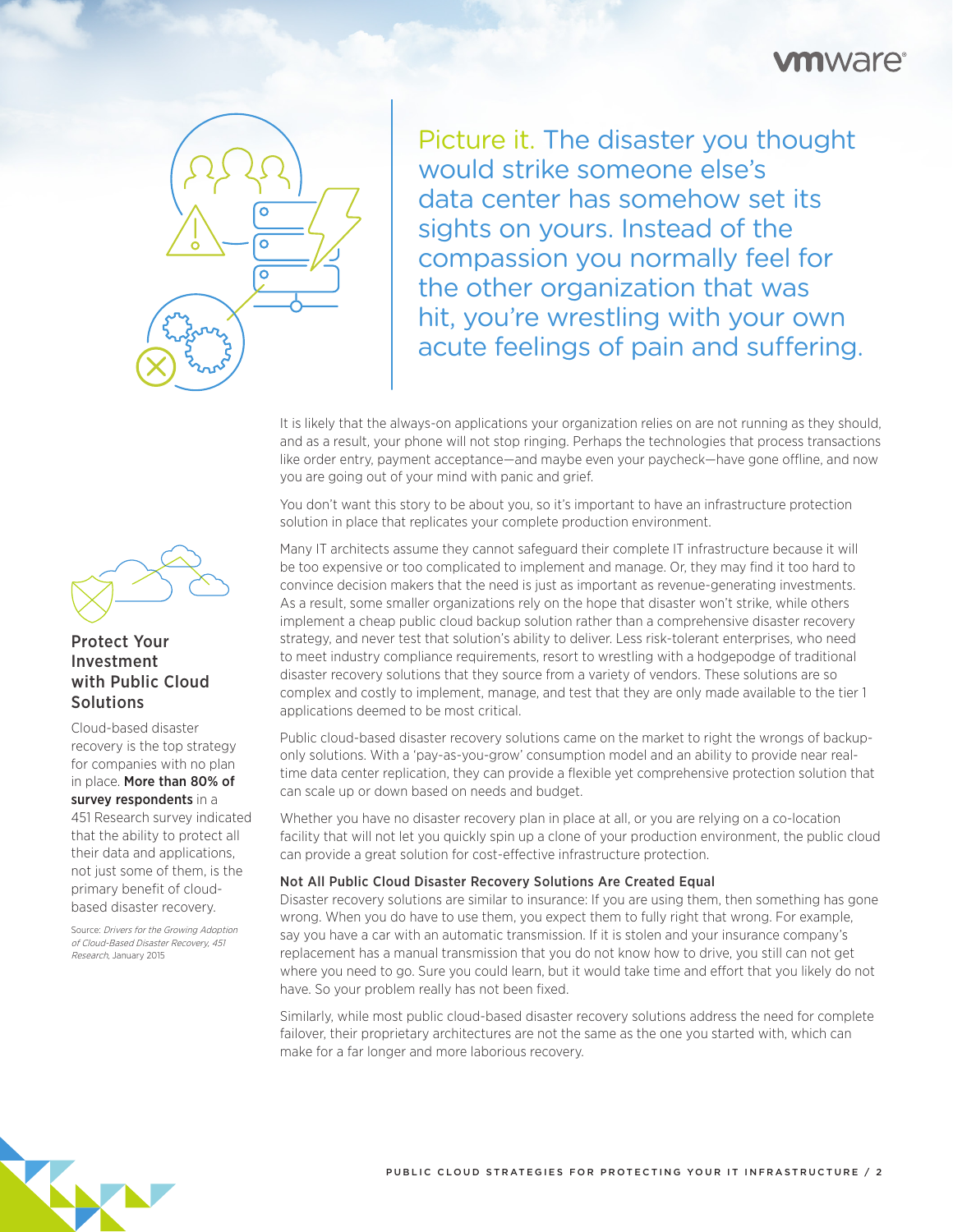Picture it. The disaster you thought would strike someone else's data center has somehow set its sights on yours. Instead of the compassion you normally feel for the other organization that was hit, you're wrestling with your own acute feelings of pain and suffering.

It is likely that the always-on applications your organization relies on are not running as they should, and as a result, your phone will not stop ringing. Perhaps the technologies that process transactions like order entry, payment acceptance—and maybe even your paycheck—have gone offline, and now you are going out of your mind with panic and grief.

You don't want this story to be about you, so it's important to have an infrastructure protection solution in place that replicates your complete production environment.

Many IT architects assume they cannot safeguard their complete IT infrastructure because it will be too expensive or too complicated to implement and manage. Or, they may find it too hard to convince decision makers that the need is just as important as revenue-generating investments. As a result, some smaller organizations rely on the hope that disaster won't strike, while others implement a cheap public cloud backup solution rather than a comprehensive disaster recovery strategy, and never test that solution's ability to deliver. Less risk-tolerant enterprises, who need to meet industry compliance requirements, resort to wrestling with a hodgepodge of traditional disaster recovery solutions that they source from a variety of vendors. These solutions are so complex and costly to implement, manage, and test that they are only made available to the tier 1 applications deemed to be most critical.

Public cloud-based disaster recovery solutions came on the market to right the wrongs of backup-only solutions. With a 'pay-as-you-grow' consumption model and an ability to provide near real-time data center replication, they can provide a flexible yet comprehensive protection solution that can scale up or down based on needs and budget.

Whether you have no disaster recovery plan in place at all, or you are relying on a co-location facility that will not let you quickly spin up a clone of your production environment, the public cloud can provide a great solution for cost-effective infrastructure protection.

### Not All Public Cloud Disaster Recovery Solutions Are Created Equal

Disaster recovery solutions are similar to insurance: If you are using them, then something has gone wrong. When you do have to use them, you expect them to fully right that wrong. For example, say you have a car with an automatic transmission. If it is stolen and your insurance company's replacement has a manual transmission that you do not know how to drive, you still can not get where you need to go. Sure you could learn, but it would take time and effort that you likely do not have. So your problem really has not been fixed.

Similarly, while most public cloud-based disaster recovery solutions address the need for complete failover, their proprietary architectures are not the same as the one you started with, which can make for a far longer and more laborious recovery.

### Protect Your Investment with Public Cloud Solutions

Cloud-based disaster recovery is the top strategy for companies with no plan in place. **More than 80% of survey respondents** in a 451 Research survey indicated that the ability to protect all their data and applications, not just some of them, is the primary benefit of cloud-based disaster recovery.

Source: *Drivers for the Growing Adoption of Cloud-Based Disaster Recovery, 451 Research*, January 2015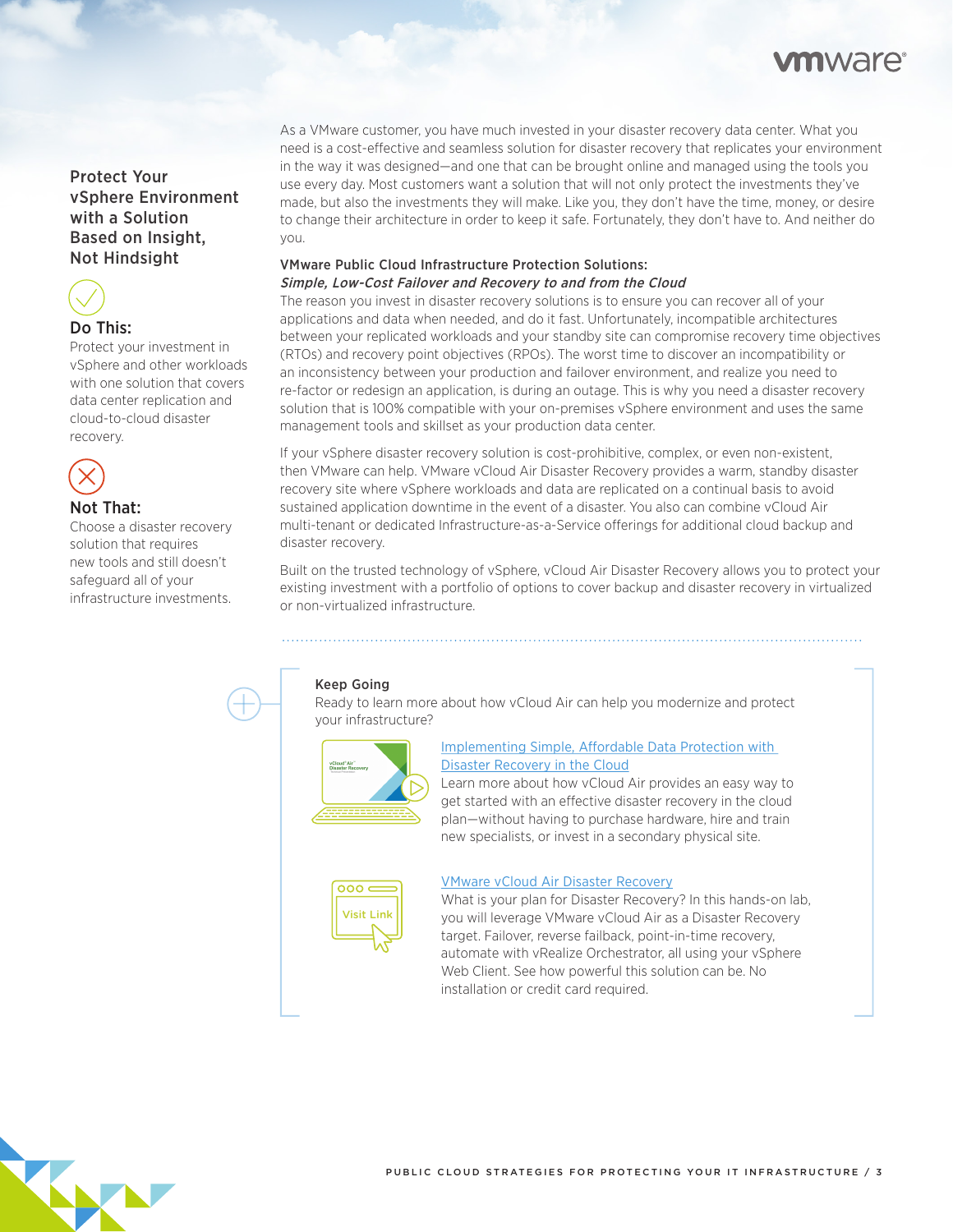## Protect Your vSphere Environment with a Solution Based on Insight, Not Hindsight

### Do This:

Protect your investment in vSphere and other workloads with one solution that covers data center replication and cloud-to-cloud disaster recovery.

### Not That:

Choose a disaster recovery solution that requires new tools and still doesn't safeguard all of your infrastructure investments.

As a VMware customer, you have much invested in your disaster recovery data center. What you need is a cost-effective and seamless solution for disaster recovery that replicates your environment in the way it was designed—and one that can be brought online and managed using the tools you use every day. Most customers want a solution that will not only protect the investments they've made, but also the investments they will make. Like you, they don't have the time, money, or desire to change their architecture in order to keep it safe. Fortunately, they don't have to. And neither do you.

**VMware Public Cloud Infrastructure Protection Solutions:**
***Simple, Low-Cost Failover and Recovery to and from the Cloud***

The reason you invest in disaster recovery solutions is to ensure you can recover all of your applications and data when needed, and do it fast. Unfortunately, incompatible architectures between your replicated workloads and your standby site can compromise recovery time objectives (RTOs) and recovery point objectives (RPOs). The worst time to discover an incompatibility or an inconsistency between your production and failover environment, and realize you need to re-factor or redesign an application, is during an outage. This is why you need a disaster recovery solution that is 100% compatible with your on-premises vSphere environment and uses the same management tools and skillset as your production data center.

If your vSphere disaster recovery solution is cost-prohibitive, complex, or even non-existent, then VMware can help. VMware vCloud Air Disaster Recovery provides a warm, standby disaster recovery site where vSphere workloads and data are replicated on a continual basis to avoid sustained application downtime in the event of a disaster. You also can combine vCloud Air multi-tenant or dedicated Infrastructure-as-a-Service offerings for additional cloud backup and disaster recovery.

Built on the trusted technology of vSphere, vCloud Air Disaster Recovery allows you to protect your existing investment with a portfolio of options to cover backup and disaster recovery in virtualized or non-virtualized infrastructure.

### Keep Going

Ready to learn more about how vCloud Air can help you modernize and protect your infrastructure?

[Implementing Simple, Affordable Data Protection with Disaster Recovery in the Cloud]()
Learn more about how vCloud Air provides an easy way to get started with an effective disaster recovery in the cloud plan—without having to purchase hardware, hire and train new specialists, or invest in a secondary physical site.

[VMware vCloud Air Disaster Recovery]()
What is your plan for Disaster Recovery? In this hands-on lab, you will leverage VMware vCloud Air as a Disaster Recovery target. Failover, reverse failback, point-in-time recovery, automate with vRealize Orchestrator, all using your vSphere Web Client. See how powerful this solution can be. No installation or credit card required.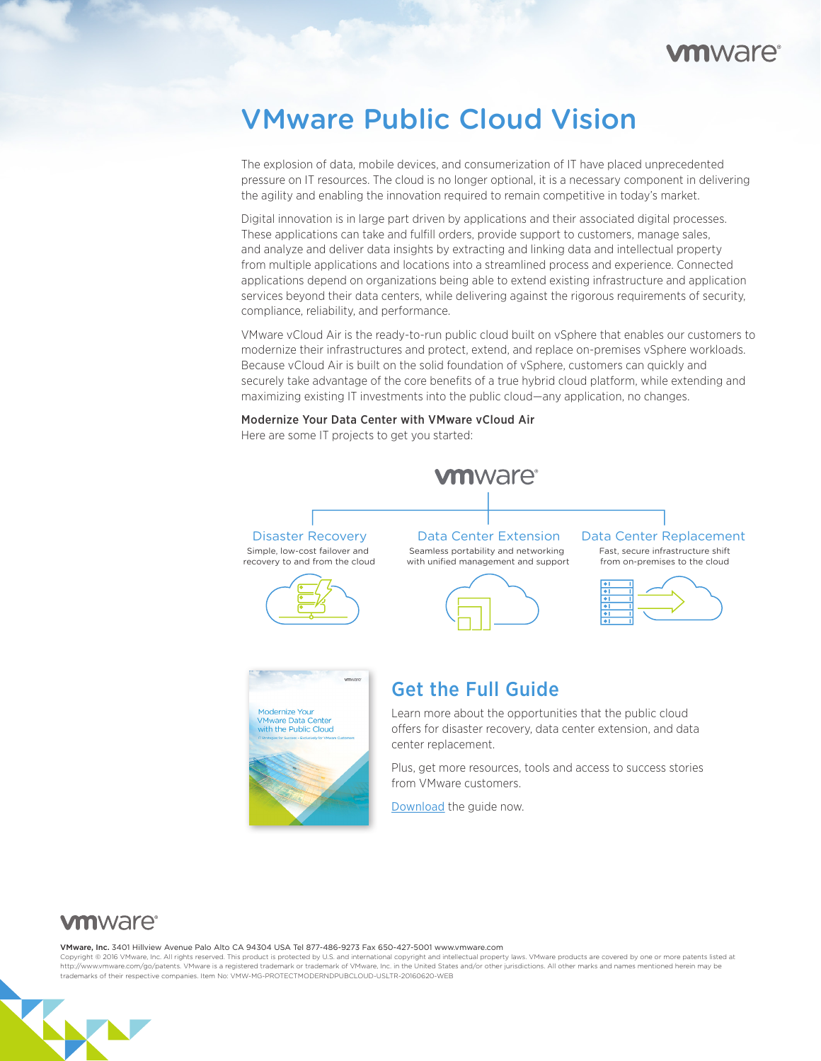# VMware Public Cloud Vision

The explosion of data, mobile devices, and consumerization of IT have placed unprecedented pressure on IT resources. The cloud is no longer optional, it is a necessary component in delivering the agility and enabling the innovation required to remain competitive in today's market.

Digital innovation is in large part driven by applications and their associated digital processes. These applications can take and fulfill orders, provide support to customers, manage sales, and analyze and deliver data insights by extracting and linking data and intellectual property from multiple applications and locations into a streamlined process and experience. Connected applications depend on organizations being able to extend existing infrastructure and application services beyond their data centers, while delivering against the rigorous requirements of security, compliance, reliability, and performance.

VMware vCloud Air is the ready-to-run public cloud built on vSphere that enables our customers to modernize their infrastructures and protect, extend, and replace on-premises vSphere workloads. Because vCloud Air is built on the solid foundation of vSphere, customers can quickly and securely take advantage of the core benefits of a true hybrid cloud platform, while extending and maximizing existing IT investments into the public cloud—any application, no changes.

**Modernize Your Data Center with VMware vCloud Air**
Here are some IT projects to get you started:

vmware

Disaster Recovery
Simple, low-cost failover and recovery to and from the cloud

Data Center Extension
Seamless portability and networking with unified management and support

Data Center Replacement
Fast, secure infrastructure shift from on-premises to the cloud

## Get the Full Guide

Learn more about the opportunities that the public cloud offers for disaster recovery, data center extension, and data center replacement.

Plus, get more resources, tools and access to success stories from VMware customers.

Download the guide now.

**VMware, Inc.** 3401 Hillview Avenue Palo Alto CA 94304 USA Tel 877-486-9273 Fax 650-427-5001 www.vmware.com
Copyright © 2016 VMware, Inc. All rights reserved. This product is protected by U.S. and international copyright and intellectual property laws. VMware products are covered by one or more patents listed at http://www.vmware.com/go/patents. VMware is a registered trademark or trademark of VMware, Inc. in the United States and/or other jurisdictions. All other marks and names mentioned herein may be trademarks of their respective companies. Item No: VMW-MG-PROTECTMODERNDPUBCLOUD-USLTR-20160620-WEB